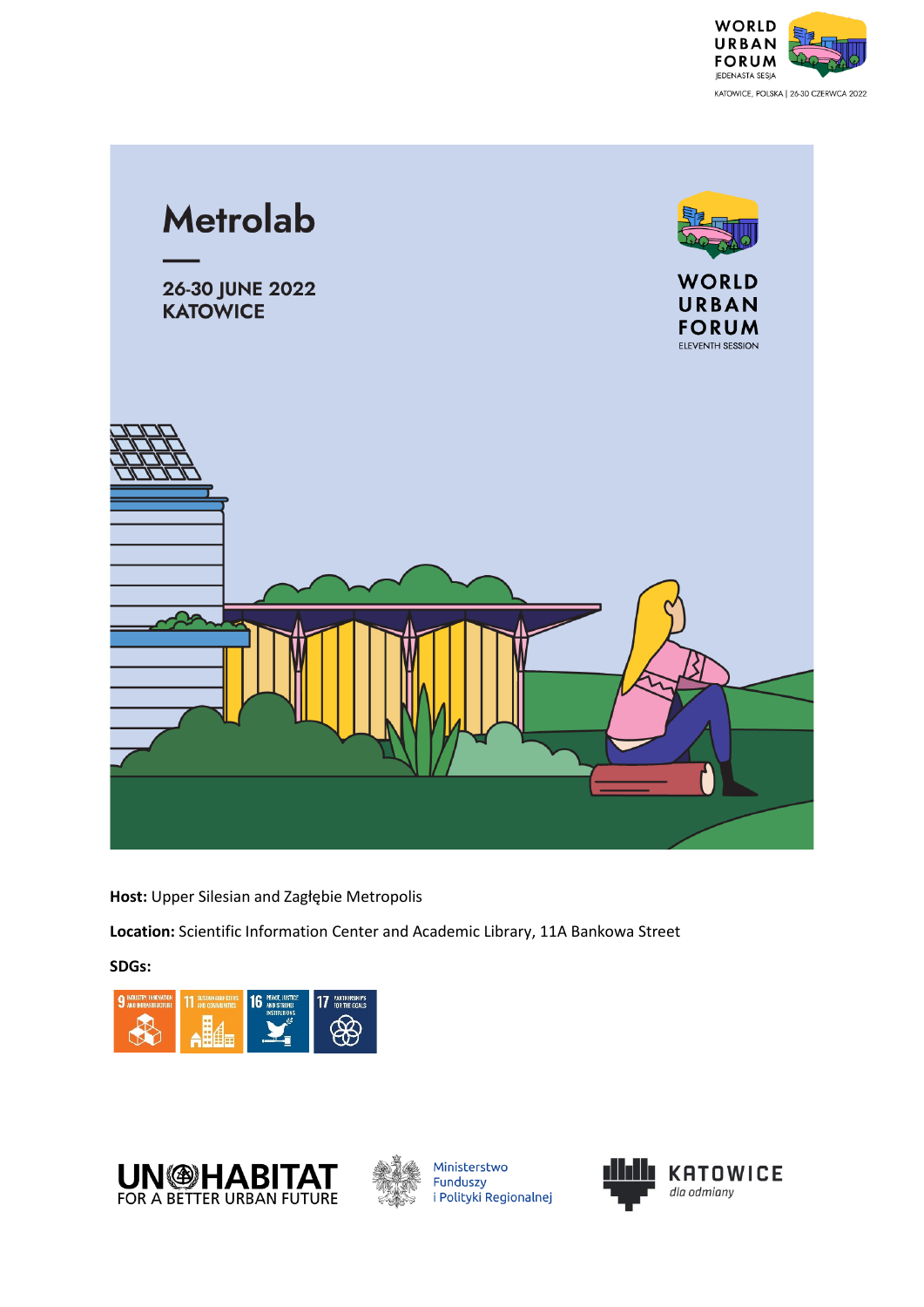# Metrolab

26-30 JUNE 2022
KATOWICE

WORLD URBAN FORUM
ELEVENTH SESSION

**Host:** Upper Silesian and Zagłębie Metropolis

**Location:** Scientific Information Center and Academic Library, 11A Bankowa Street

**SDGs:**

9 Industry, Innovation and Infrastructure | 11 Sustainable Cities and Communities | 16 Peace, Justice and Strong Institutions | 17 Partnerships for the Goals

UN-HABITAT FOR A BETTER URBAN FUTURE

Ministerstwo Funduszy i Polityki Regionalnej

KATOWICE dla odmiany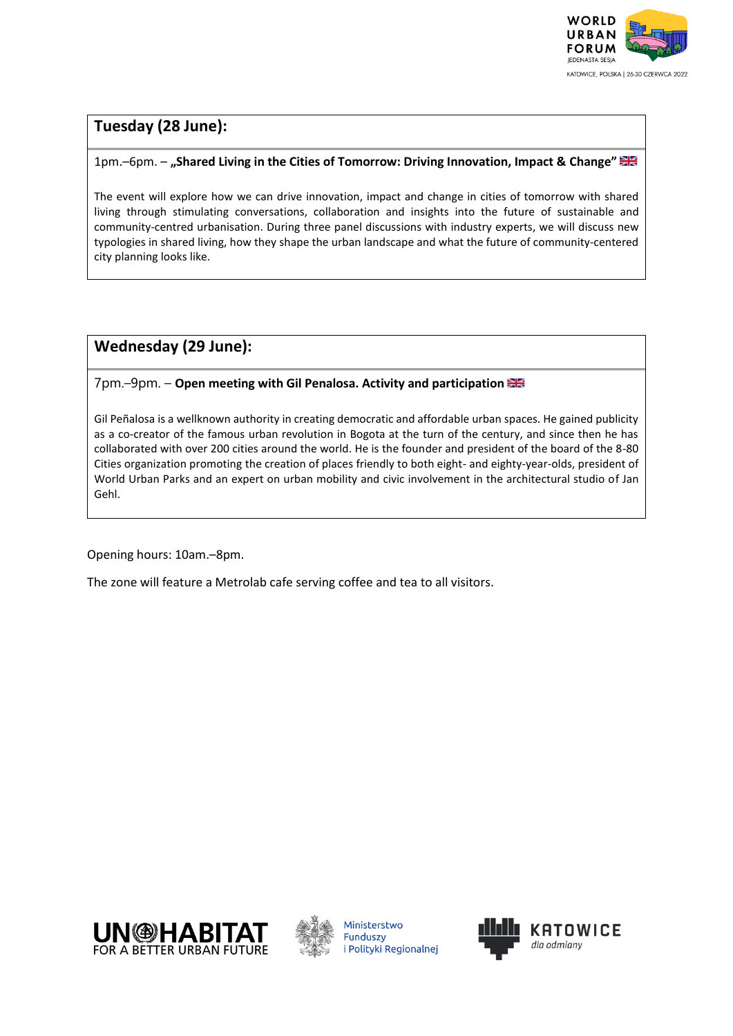## Tuesday (28 June):

1pm.–6pm. – **„Shared Living in the Cities of Tomorrow: Driving Innovation, Impact & Change"**

The event will explore how we can drive innovation, impact and change in cities of tomorrow with shared living through stimulating conversations, collaboration and insights into the future of sustainable and community-centred urbanisation. During three panel discussions with industry experts, we will discuss new typologies in shared living, how they shape the urban landscape and what the future of community-centered city planning looks like.

## Wednesday (29 June):

7pm.–9pm. – **Open meeting with Gil Penalosa. Activity and participation**

Gil Peñalosa is a wellknown authority in creating democratic and affordable urban spaces. He gained publicity as a co-creator of the famous urban revolution in Bogota at the turn of the century, and since then he has collaborated with over 200 cities around the world. He is the founder and president of the board of the 8-80 Cities organization promoting the creation of places friendly to both eight- and eighty-year-olds, president of World Urban Parks and an expert on urban mobility and civic involvement in the architectural studio of Jan Gehl.

Opening hours: 10am.–8pm.

The zone will feature a Metrolab cafe serving coffee and tea to all visitors.